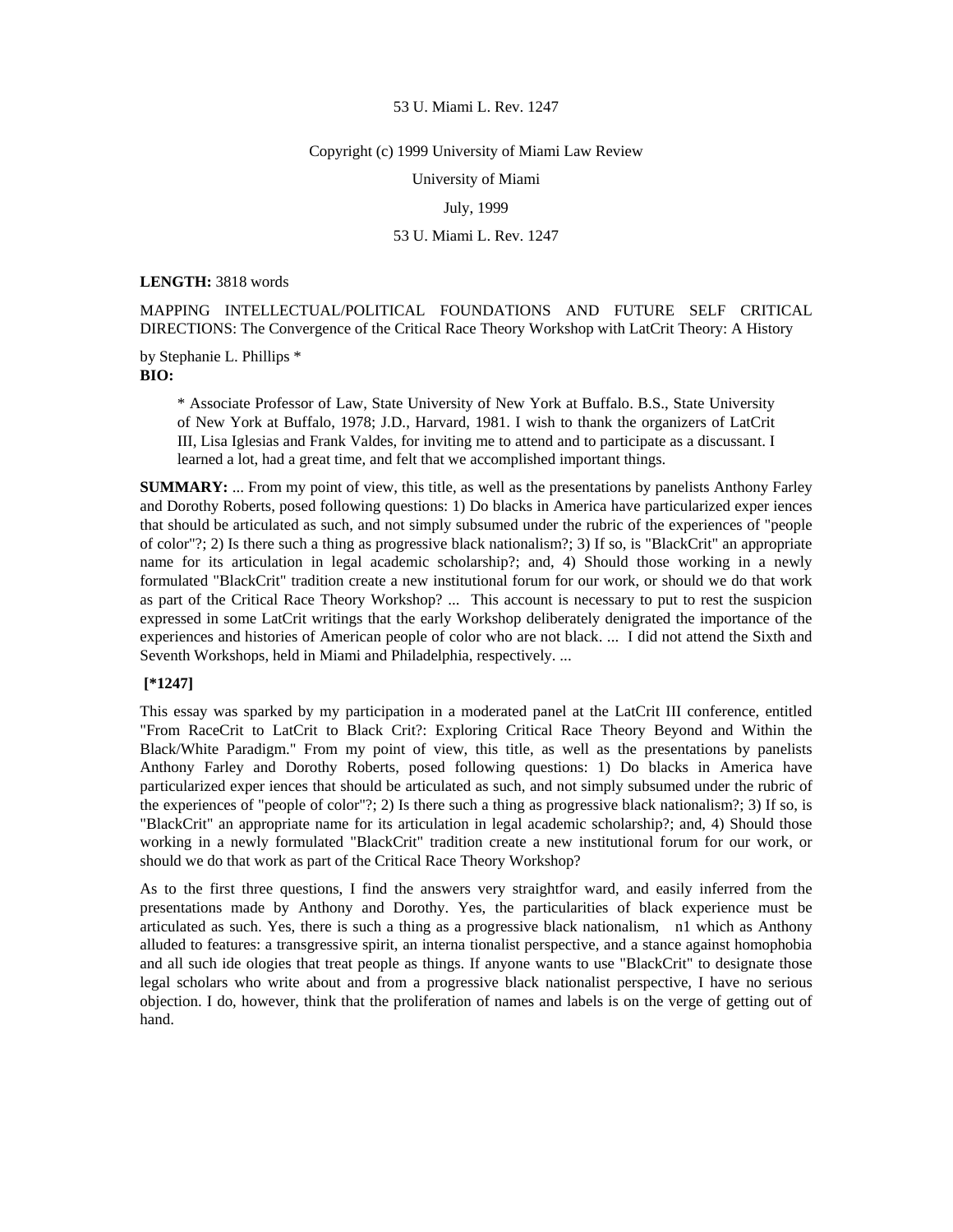53 U. Miami L. Rev. 1247

Copyright (c) 1999 University of Miami Law Review

University of Miami

July, 1999

53 U. Miami L. Rev. 1247

**LENGTH:** 3818 words

MAPPING INTELLECTUAL/POLITICAL FOUNDATIONS AND FUTURE SELF CRITICAL DIRECTIONS: The Convergence of the Critical Race Theory Workshop with LatCrit Theory: A History

by Stephanie L. Phillips *

**BIO:**

> * Associate Professor of Law, State University of New York at Buffalo. B.S., State University of New York at Buffalo, 1978; J.D., Harvard, 1981. I wish to thank the organizers of LatCrit III, Lisa Iglesias and Frank Valdes, for inviting me to attend and to participate as a discussant. I learned a lot, had a great time, and felt that we accomplished important things.

**SUMMARY:** ... From my point of view, this title, as well as the presentations by panelists Anthony Farley and Dorothy Roberts, posed following questions: 1) Do blacks in America have particularized exper iences that should be articulated as such, and not simply subsumed under the rubric of the experiences of "people of color"?; 2) Is there such a thing as progressive black nationalism?; 3) If so, is "BlackCrit" an appropriate name for its articulation in legal academic scholarship?; and, 4) Should those working in a newly formulated "BlackCrit" tradition create a new institutional forum for our work, or should we do that work as part of the Critical Race Theory Workshop? ... This account is necessary to put to rest the suspicion expressed in some LatCrit writings that the early Workshop deliberately denigrated the importance of the experiences and histories of American people of color who are not black. ... I did not attend the Sixth and Seventh Workshops, held in Miami and Philadelphia, respectively. ...

**[*1247]**

This essay was sparked by my participation in a moderated panel at the LatCrit III conference, entitled "From RaceCrit to LatCrit to Black Crit?: Exploring Critical Race Theory Beyond and Within the Black/White Paradigm." From my point of view, this title, as well as the presentations by panelists Anthony Farley and Dorothy Roberts, posed following questions: 1) Do blacks in America have particularized exper iences that should be articulated as such, and not simply subsumed under the rubric of the experiences of "people of color"?; 2) Is there such a thing as progressive black nationalism?; 3) If so, is "BlackCrit" an appropriate name for its articulation in legal academic scholarship?; and, 4) Should those working in a newly formulated "BlackCrit" tradition create a new institutional forum for our work, or should we do that work as part of the Critical Race Theory Workshop?

As to the first three questions, I find the answers very straightfor ward, and easily inferred from the presentations made by Anthony and Dorothy. Yes, the particularities of black experience must be articulated as such. Yes, there is such a thing as a progressive black nationalism, n1 which as Anthony alluded to features: a transgressive spirit, an interna tionalist perspective, and a stance against homophobia and all such ide ologies that treat people as things. If anyone wants to use "BlackCrit" to designate those legal scholars who write about and from a progressive black nationalist perspective, I have no serious objection. I do, however, think that the proliferation of names and labels is on the verge of getting out of hand.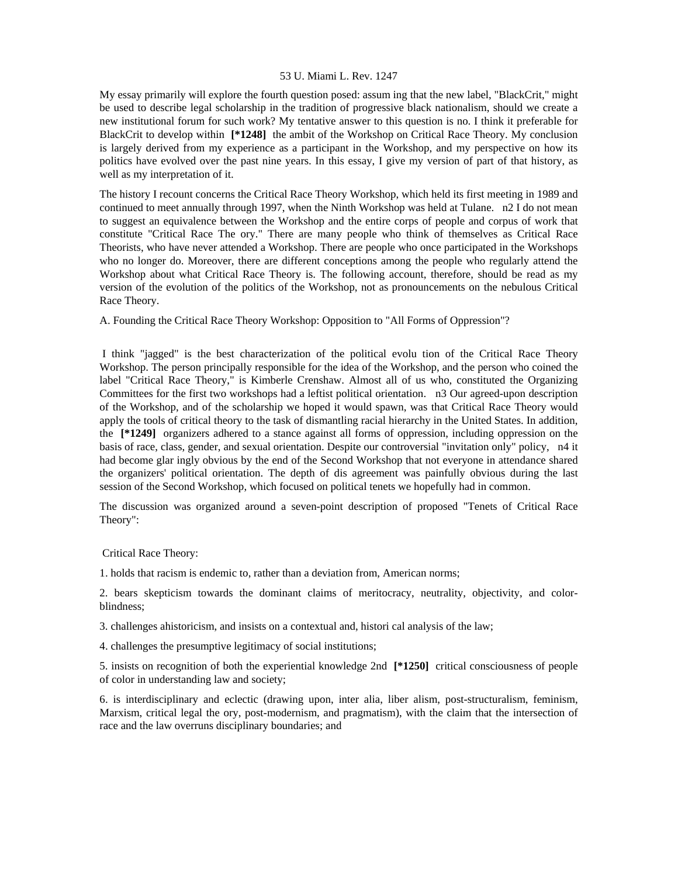My essay primarily will explore the fourth question posed: assum ing that the new label, "BlackCrit," might be used to describe legal scholarship in the tradition of progressive black nationalism, should we create a new institutional forum for such work? My tentative answer to this question is no. I think it preferable for BlackCrit to develop within **[*1248]** the ambit of the Workshop on Critical Race Theory. My conclusion is largely derived from my experience as a participant in the Workshop, and my perspective on how its politics have evolved over the past nine years. In this essay, I give my version of part of that history, as well as my interpretation of it.

The history I recount concerns the Critical Race Theory Workshop, which held its first meeting in 1989 and continued to meet annually through 1997, when the Ninth Workshop was held at Tulane. n2 I do not mean to suggest an equivalence between the Workshop and the entire corps of people and corpus of work that constitute "Critical Race The ory." There are many people who think of themselves as Critical Race Theorists, who have never attended a Workshop. There are people who once participated in the Workshops who no longer do. Moreover, there are different conceptions among the people who regularly attend the Workshop about what Critical Race Theory is. The following account, therefore, should be read as my version of the evolution of the politics of the Workshop, not as pronouncements on the nebulous Critical Race Theory.

A. Founding the Critical Race Theory Workshop: Opposition to "All Forms of Oppression"?

I think "jagged" is the best characterization of the political evolu tion of the Critical Race Theory Workshop. The person principally responsible for the idea of the Workshop, and the person who coined the label "Critical Race Theory," is Kimberle Crenshaw. Almost all of us who, constituted the Organizing Committees for the first two workshops had a leftist political orientation. n3 Our agreed-upon description of the Workshop, and of the scholarship we hoped it would spawn, was that Critical Race Theory would apply the tools of critical theory to the task of dismantling racial hierarchy in the United States. In addition, the **[*1249]** organizers adhered to a stance against all forms of oppression, including oppression on the basis of race, class, gender, and sexual orientation. Despite our controversial "invitation only" policy, n4 it had become glar ingly obvious by the end of the Second Workshop that not everyone in attendance shared the organizers' political orientation. The depth of dis agreement was painfully obvious during the last session of the Second Workshop, which focused on political tenets we hopefully had in common.

The discussion was organized around a seven-point description of proposed "Tenets of Critical Race Theory":

Critical Race Theory:

1. holds that racism is endemic to, rather than a deviation from, American norms;

2. bears skepticism towards the dominant claims of meritocracy, neutrality, objectivity, and color-blindness;

3. challenges ahistoricism, and insists on a contextual and, histori cal analysis of the law;

4. challenges the presumptive legitimacy of social institutions;

5. insists on recognition of both the experiential knowledge 2nd **[*1250]** critical consciousness of people of color in understanding law and society;

6. is interdisciplinary and eclectic (drawing upon, inter alia, liber alism, post-structuralism, feminism, Marxism, critical legal the ory, post-modernism, and pragmatism), with the claim that the intersection of race and the law overruns disciplinary boundaries; and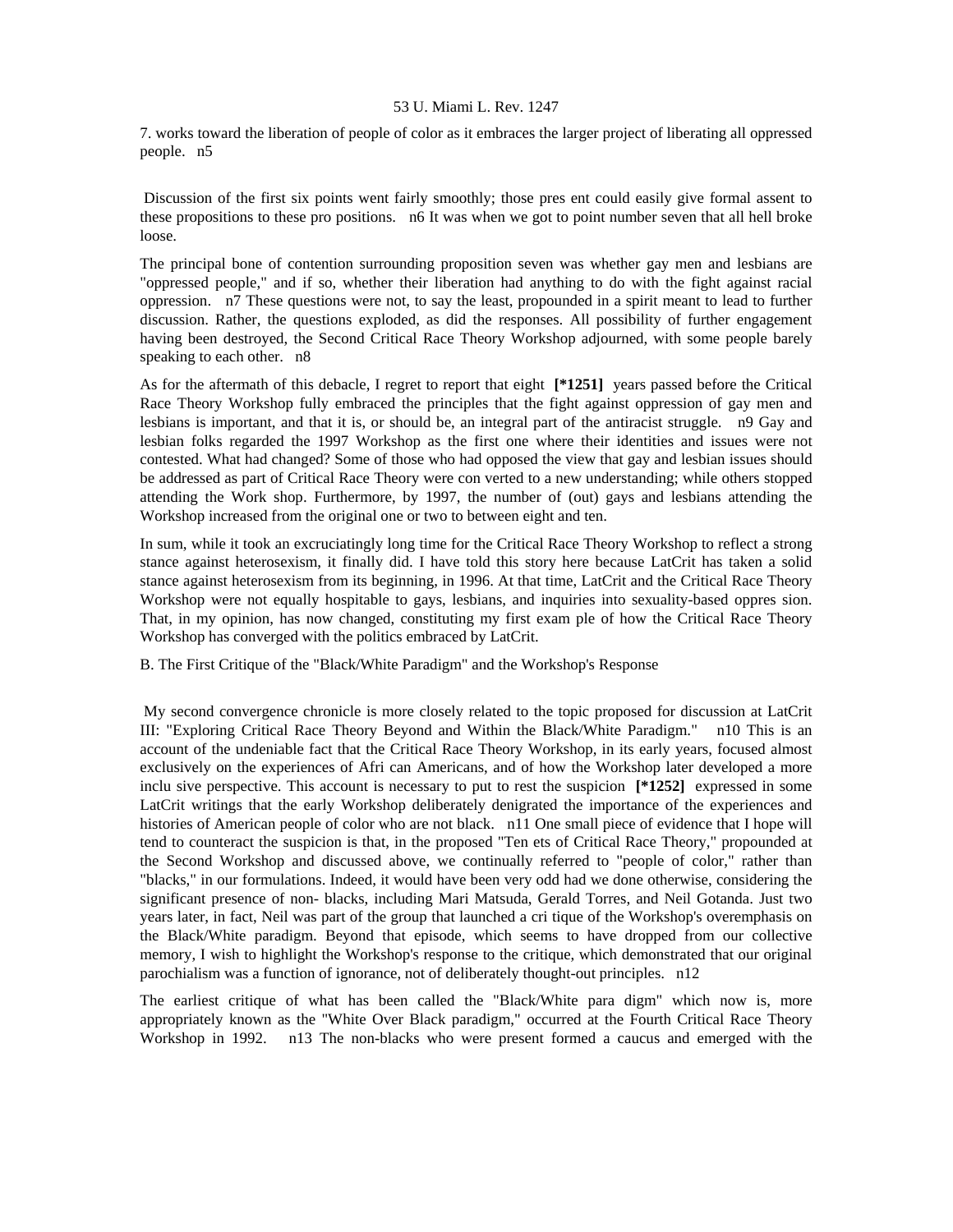7. works toward the liberation of people of color as it embraces the larger project of liberating all oppressed people. n5

Discussion of the first six points went fairly smoothly; those pres ent could easily give formal assent to these propositions to these pro positions. n6 It was when we got to point number seven that all hell broke loose.

The principal bone of contention surrounding proposition seven was whether gay men and lesbians are "oppressed people," and if so, whether their liberation had anything to do with the fight against racial oppression. n7 These questions were not, to say the least, propounded in a spirit meant to lead to further discussion. Rather, the questions exploded, as did the responses. All possibility of further engagement having been destroyed, the Second Critical Race Theory Workshop adjourned, with some people barely speaking to each other. n8

As for the aftermath of this debacle, I regret to report that eight **[*1251]** years passed before the Critical Race Theory Workshop fully embraced the principles that the fight against oppression of gay men and lesbians is important, and that it is, or should be, an integral part of the antiracist struggle. n9 Gay and lesbian folks regarded the 1997 Workshop as the first one where their identities and issues were not contested. What had changed? Some of those who had opposed the view that gay and lesbian issues should be addressed as part of Critical Race Theory were con verted to a new understanding; while others stopped attending the Work shop. Furthermore, by 1997, the number of (out) gays and lesbians attending the Workshop increased from the original one or two to between eight and ten.

In sum, while it took an excruciatingly long time for the Critical Race Theory Workshop to reflect a strong stance against heterosexism, it finally did. I have told this story here because LatCrit has taken a solid stance against heterosexism from its beginning, in 1996. At that time, LatCrit and the Critical Race Theory Workshop were not equally hospitable to gays, lesbians, and inquiries into sexuality-based oppres sion. That, in my opinion, has now changed, constituting my first exam ple of how the Critical Race Theory Workshop has converged with the politics embraced by LatCrit.

B. The First Critique of the "Black/White Paradigm" and the Workshop's Response

My second convergence chronicle is more closely related to the topic proposed for discussion at LatCrit III: "Exploring Critical Race Theory Beyond and Within the Black/White Paradigm." n10 This is an account of the undeniable fact that the Critical Race Theory Workshop, in its early years, focused almost exclusively on the experiences of Afri can Americans, and of how the Workshop later developed a more inclu sive perspective. This account is necessary to put to rest the suspicion **[*1252]** expressed in some LatCrit writings that the early Workshop deliberately denigrated the importance of the experiences and histories of American people of color who are not black. n11 One small piece of evidence that I hope will tend to counteract the suspicion is that, in the proposed "Ten ets of Critical Race Theory," propounded at the Second Workshop and discussed above, we continually referred to "people of color," rather than "blacks," in our formulations. Indeed, it would have been very odd had we done otherwise, considering the significant presence of non- blacks, including Mari Matsuda, Gerald Torres, and Neil Gotanda. Just two years later, in fact, Neil was part of the group that launched a cri tique of the Workshop's overemphasis on the Black/White paradigm. Beyond that episode, which seems to have dropped from our collective memory, I wish to highlight the Workshop's response to the critique, which demonstrated that our original parochialism was a function of ignorance, not of deliberately thought-out principles. n12

The earliest critique of what has been called the "Black/White para digm" which now is, more appropriately known as the "White Over Black paradigm," occurred at the Fourth Critical Race Theory Workshop in 1992. n13 The non-blacks who were present formed a caucus and emerged with the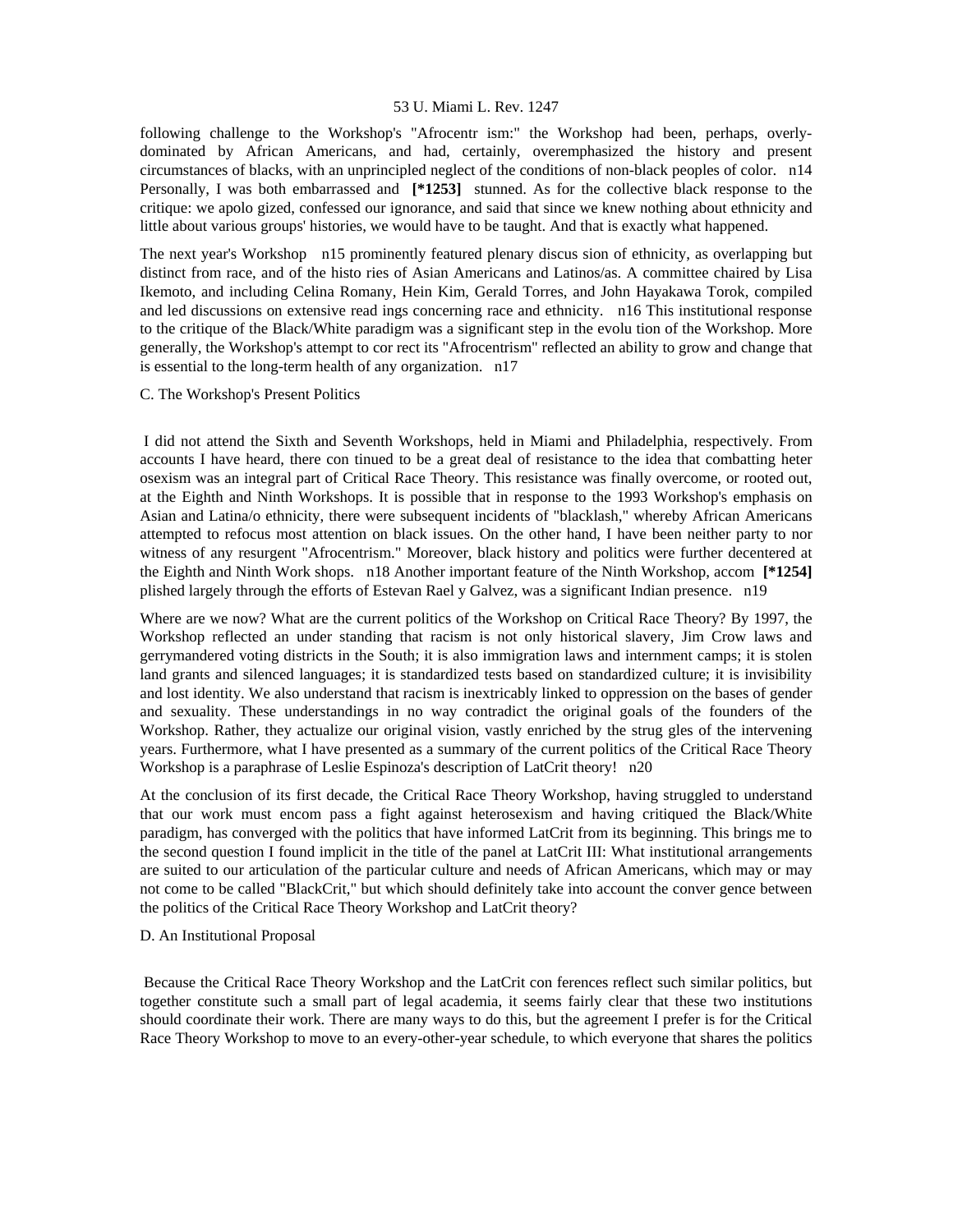following challenge to the Workshop's "Afrocentr ism:" the Workshop had been, perhaps, overly-dominated by African Americans, and had, certainly, overemphasized the history and present circumstances of blacks, with an unprincipled neglect of the conditions of non-black peoples of color. n14 Personally, I was both embarrassed and **[*1253]** stunned. As for the collective black response to the critique: we apolo gized, confessed our ignorance, and said that since we knew nothing about ethnicity and little about various groups' histories, we would have to be taught. And that is exactly what happened.

The next year's Workshop n15 prominently featured plenary discus sion of ethnicity, as overlapping but distinct from race, and of the histo ries of Asian Americans and Latinos/as. A committee chaired by Lisa Ikemoto, and including Celina Romany, Hein Kim, Gerald Torres, and John Hayakawa Torok, compiled and led discussions on extensive read ings concerning race and ethnicity. n16 This institutional response to the critique of the Black/White paradigm was a significant step in the evolu tion of the Workshop. More generally, the Workshop's attempt to cor rect its "Afrocentrism" reflected an ability to grow and change that is essential to the long-term health of any organization. n17

C. The Workshop's Present Politics

I did not attend the Sixth and Seventh Workshops, held in Miami and Philadelphia, respectively. From accounts I have heard, there con tinued to be a great deal of resistance to the idea that combatting heter osexism was an integral part of Critical Race Theory. This resistance was finally overcome, or rooted out, at the Eighth and Ninth Workshops. It is possible that in response to the 1993 Workshop's emphasis on Asian and Latina/o ethnicity, there were subsequent incidents of "blacklash," whereby African Americans attempted to refocus most attention on black issues. On the other hand, I have been neither party to nor witness of any resurgent "Afrocentrism." Moreover, black history and politics were further decentered at the Eighth and Ninth Work shops. n18 Another important feature of the Ninth Workshop, accom **[*1254]** plished largely through the efforts of Estevan Rael y Galvez, was a significant Indian presence. n19

Where are we now? What are the current politics of the Workshop on Critical Race Theory? By 1997, the Workshop reflected an under standing that racism is not only historical slavery, Jim Crow laws and gerrymandered voting districts in the South; it is also immigration laws and internment camps; it is stolen land grants and silenced languages; it is standardized tests based on standardized culture; it is invisibility and lost identity. We also understand that racism is inextricably linked to oppression on the bases of gender and sexuality. These understandings in no way contradict the original goals of the founders of the Workshop. Rather, they actualize our original vision, vastly enriched by the strug gles of the intervening years. Furthermore, what I have presented as a summary of the current politics of the Critical Race Theory Workshop is a paraphrase of Leslie Espinoza's description of LatCrit theory! n20

At the conclusion of its first decade, the Critical Race Theory Workshop, having struggled to understand that our work must encom pass a fight against heterosexism and having critiqued the Black/White paradigm, has converged with the politics that have informed LatCrit from its beginning. This brings me to the second question I found implicit in the title of the panel at LatCrit III: What institutional arrangements are suited to our articulation of the particular culture and needs of African Americans, which may or may not come to be called "BlackCrit," but which should definitely take into account the conver gence between the politics of the Critical Race Theory Workshop and LatCrit theory?

D. An Institutional Proposal

Because the Critical Race Theory Workshop and the LatCrit con ferences reflect such similar politics, but together constitute such a small part of legal academia, it seems fairly clear that these two institutions should coordinate their work. There are many ways to do this, but the agreement I prefer is for the Critical Race Theory Workshop to move to an every-other-year schedule, to which everyone that shares the politics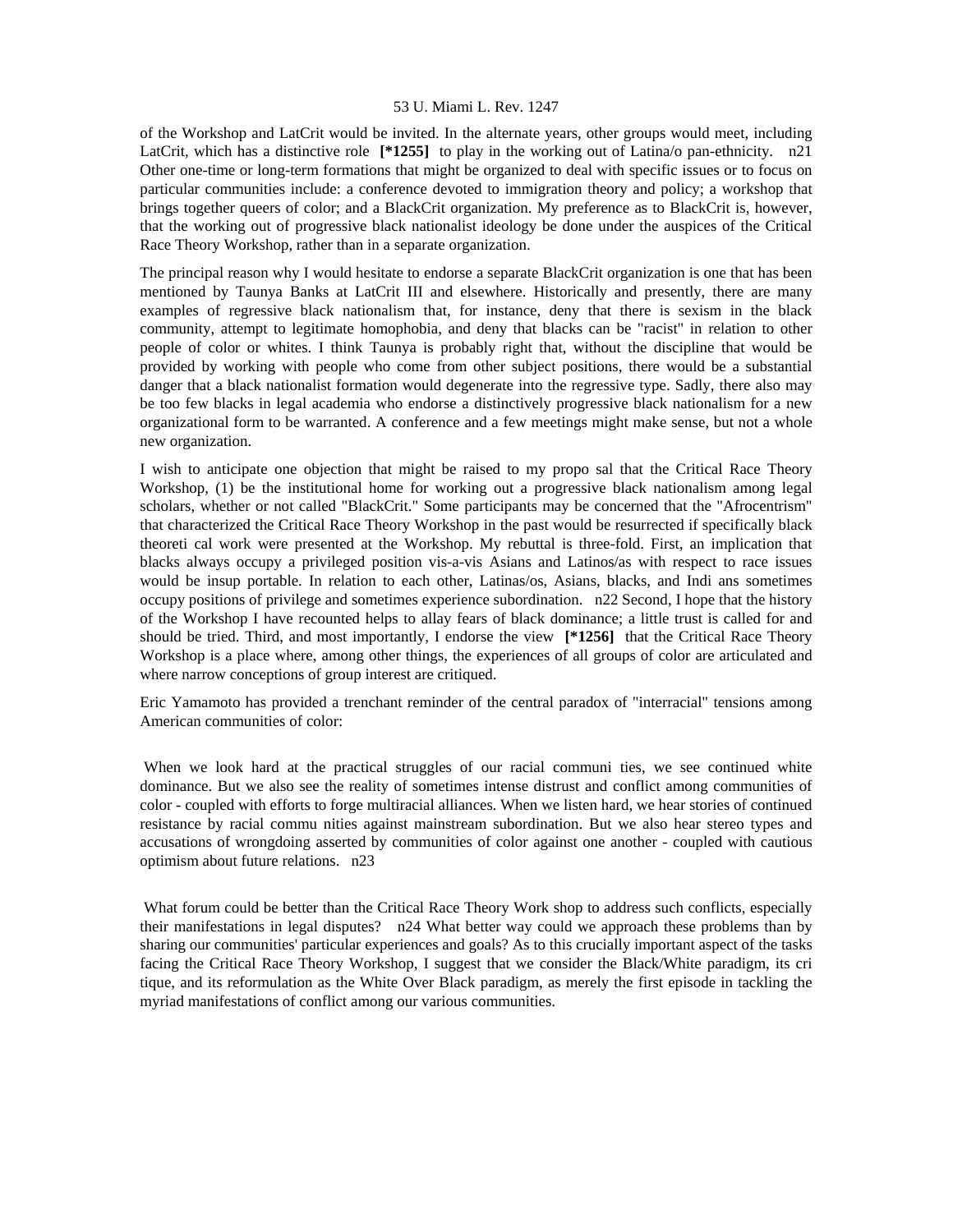of the Workshop and LatCrit would be invited. In the alternate years, other groups would meet, including LatCrit, which has a distinctive role **[*1255]** to play in the working out of Latina/o pan-ethnicity. n21 Other one-time or long-term formations that might be organized to deal with specific issues or to focus on particular communities include: a conference devoted to immigration theory and policy; a workshop that brings together queers of color; and a BlackCrit organization. My preference as to BlackCrit is, however, that the working out of progressive black nationalist ideology be done under the auspices of the Critical Race Theory Workshop, rather than in a separate organization.

The principal reason why I would hesitate to endorse a separate BlackCrit organization is one that has been mentioned by Taunya Banks at LatCrit III and elsewhere. Historically and presently, there are many examples of regressive black nationalism that, for instance, deny that there is sexism in the black community, attempt to legitimate homophobia, and deny that blacks can be "racist" in relation to other people of color or whites. I think Taunya is probably right that, without the discipline that would be provided by working with people who come from other subject positions, there would be a substantial danger that a black nationalist formation would degenerate into the regressive type. Sadly, there also may be too few blacks in legal academia who endorse a distinctively progressive black nationalism for a new organizational form to be warranted. A conference and a few meetings might make sense, but not a whole new organization.

I wish to anticipate one objection that might be raised to my propo sal that the Critical Race Theory Workshop, (1) be the institutional home for working out a progressive black nationalism among legal scholars, whether or not called "BlackCrit." Some participants may be concerned that the "Afrocentrism" that characterized the Critical Race Theory Workshop in the past would be resurrected if specifically black theoreti cal work were presented at the Workshop. My rebuttal is three-fold. First, an implication that blacks always occupy a privileged position vis-a-vis Asians and Latinos/as with respect to race issues would be insup portable. In relation to each other, Latinas/os, Asians, blacks, and Indi ans sometimes occupy positions of privilege and sometimes experience subordination. n22 Second, I hope that the history of the Workshop I have recounted helps to allay fears of black dominance; a little trust is called for and should be tried. Third, and most importantly, I endorse the view **[*1256]** that the Critical Race Theory Workshop is a place where, among other things, the experiences of all groups of color are articulated and where narrow conceptions of group interest are critiqued.

Eric Yamamoto has provided a trenchant reminder of the central paradox of "interracial" tensions among American communities of color:

> When we look hard at the practical struggles of our racial communi ties, we see continued white dominance. But we also see the reality of sometimes intense distrust and conflict among communities of color - coupled with efforts to forge multiracial alliances. When we listen hard, we hear stories of continued resistance by racial commu nities against mainstream subordination. But we also hear stereo types and accusations of wrongdoing asserted by communities of color against one another - coupled with cautious optimism about future relations. n23

What forum could be better than the Critical Race Theory Work shop to address such conflicts, especially their manifestations in legal disputes? n24 What better way could we approach these problems than by sharing our communities' particular experiences and goals? As to this crucially important aspect of the tasks facing the Critical Race Theory Workshop, I suggest that we consider the Black/White paradigm, its cri tique, and its reformulation as the White Over Black paradigm, as merely the first episode in tackling the myriad manifestations of conflict among our various communities.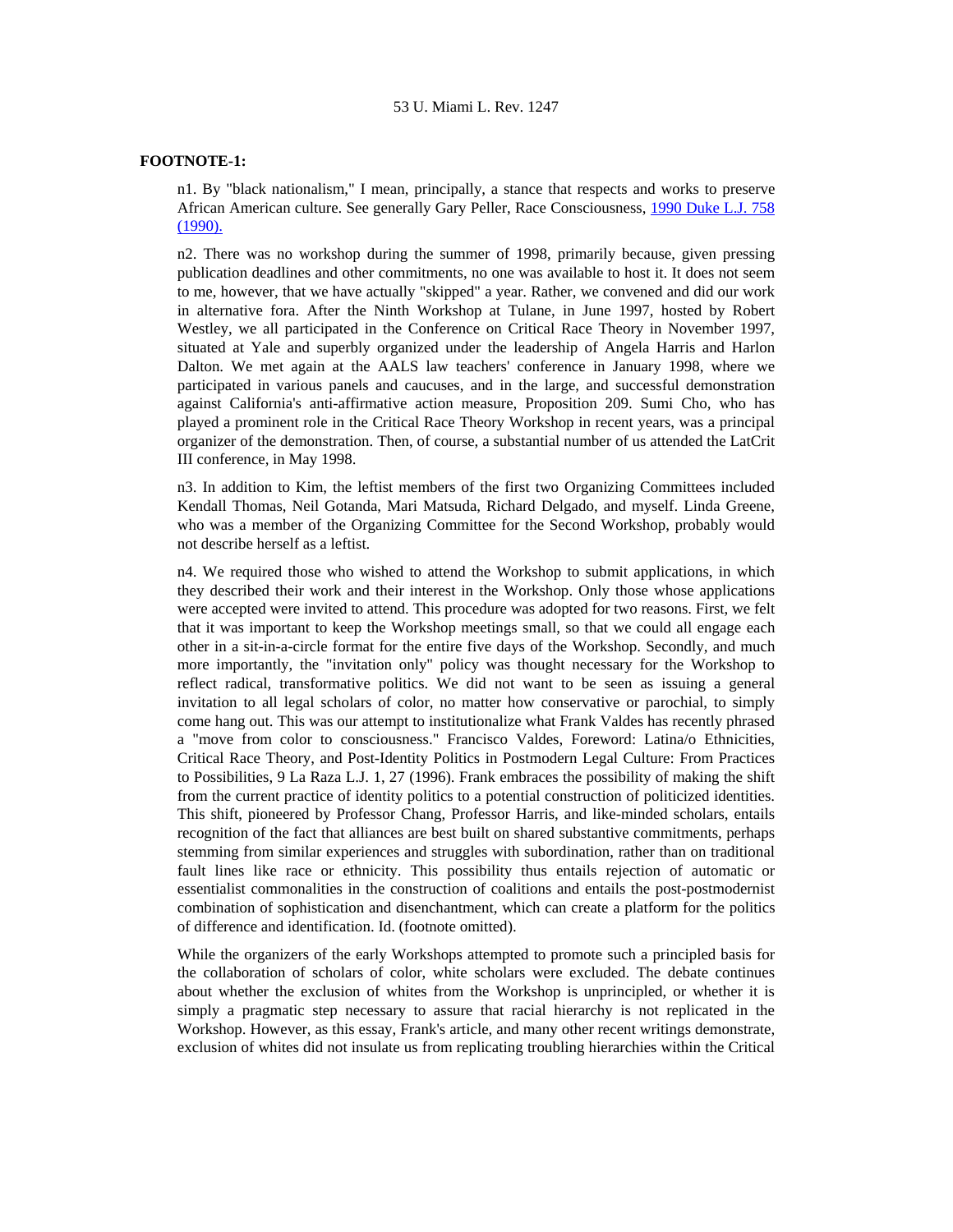**FOOTNOTE-1:**

n1. By "black nationalism," I mean, principally, a stance that respects and works to preserve African American culture. See generally Gary Peller, Race Consciousness, 1990 Duke L.J. 758 (1990).

n2. There was no workshop during the summer of 1998, primarily because, given pressing publication deadlines and other commitments, no one was available to host it. It does not seem to me, however, that we have actually "skipped" a year. Rather, we convened and did our work in alternative fora. After the Ninth Workshop at Tulane, in June 1997, hosted by Robert Westley, we all participated in the Conference on Critical Race Theory in November 1997, situated at Yale and superbly organized under the leadership of Angela Harris and Harlon Dalton. We met again at the AALS law teachers' conference in January 1998, where we participated in various panels and caucuses, and in the large, and successful demonstration against California's anti-affirmative action measure, Proposition 209. Sumi Cho, who has played a prominent role in the Critical Race Theory Workshop in recent years, was a principal organizer of the demonstration. Then, of course, a substantial number of us attended the LatCrit III conference, in May 1998.

n3. In addition to Kim, the leftist members of the first two Organizing Committees included Kendall Thomas, Neil Gotanda, Mari Matsuda, Richard Delgado, and myself. Linda Greene, who was a member of the Organizing Committee for the Second Workshop, probably would not describe herself as a leftist.

n4. We required those who wished to attend the Workshop to submit applications, in which they described their work and their interest in the Workshop. Only those whose applications were accepted were invited to attend. This procedure was adopted for two reasons. First, we felt that it was important to keep the Workshop meetings small, so that we could all engage each other in a sit-in-a-circle format for the entire five days of the Workshop. Secondly, and much more importantly, the "invitation only" policy was thought necessary for the Workshop to reflect radical, transformative politics. We did not want to be seen as issuing a general invitation to all legal scholars of color, no matter how conservative or parochial, to simply come hang out. This was our attempt to institutionalize what Frank Valdes has recently phrased a "move from color to consciousness." Francisco Valdes, Foreword: Latina/o Ethnicities, Critical Race Theory, and Post-Identity Politics in Postmodern Legal Culture: From Practices to Possibilities, 9 La Raza L.J. 1, 27 (1996). Frank embraces the possibility of making the shift from the current practice of identity politics to a potential construction of politicized identities. This shift, pioneered by Professor Chang, Professor Harris, and like-minded scholars, entails recognition of the fact that alliances are best built on shared substantive commitments, perhaps stemming from similar experiences and struggles with subordination, rather than on traditional fault lines like race or ethnicity. This possibility thus entails rejection of automatic or essentialist commonalities in the construction of coalitions and entails the post-postmodernist combination of sophistication and disenchantment, which can create a platform for the politics of difference and identification. Id. (footnote omitted).

While the organizers of the early Workshops attempted to promote such a principled basis for the collaboration of scholars of color, white scholars were excluded. The debate continues about whether the exclusion of whites from the Workshop is unprincipled, or whether it is simply a pragmatic step necessary to assure that racial hierarchy is not replicated in the Workshop. However, as this essay, Frank's article, and many other recent writings demonstrate, exclusion of whites did not insulate us from replicating troubling hierarchies within the Critical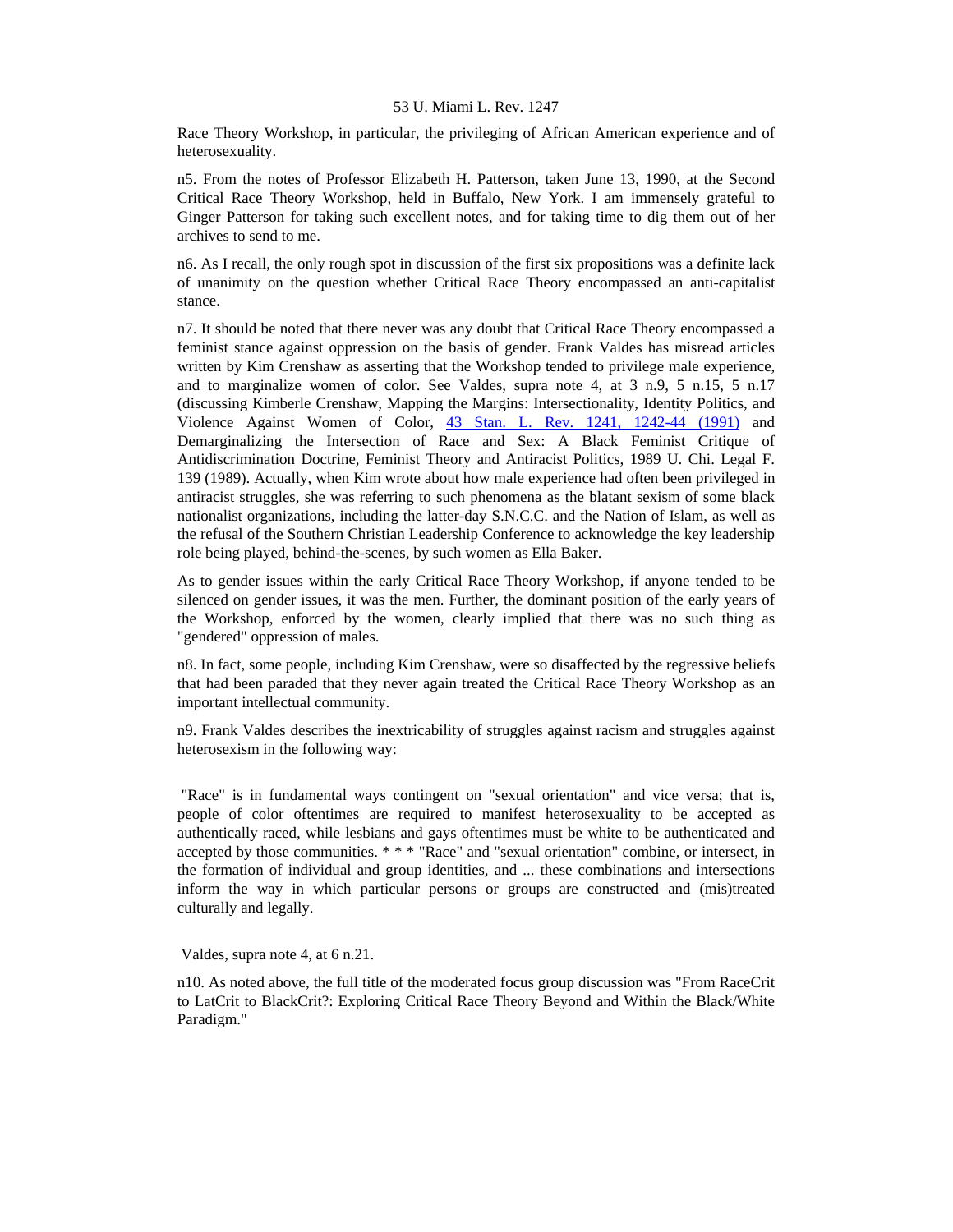Race Theory Workshop, in particular, the privileging of African American experience and of heterosexuality.

n5. From the notes of Professor Elizabeth H. Patterson, taken June 13, 1990, at the Second Critical Race Theory Workshop, held in Buffalo, New York. I am immensely grateful to Ginger Patterson for taking such excellent notes, and for taking time to dig them out of her archives to send to me.

n6. As I recall, the only rough spot in discussion of the first six propositions was a definite lack of unanimity on the question whether Critical Race Theory encompassed an anti-capitalist stance.

n7. It should be noted that there never was any doubt that Critical Race Theory encompassed a feminist stance against oppression on the basis of gender. Frank Valdes has misread articles written by Kim Crenshaw as asserting that the Workshop tended to privilege male experience, and to marginalize women of color. See Valdes, supra note 4, at 3 n.9, 5 n.15, 5 n.17 (discussing Kimberle Crenshaw, Mapping the Margins: Intersectionality, Identity Politics, and Violence Against Women of Color, 43 Stan. L. Rev. 1241, 1242-44 (1991) and Demarginalizing the Intersection of Race and Sex: A Black Feminist Critique of Antidiscrimination Doctrine, Feminist Theory and Antiracist Politics, 1989 U. Chi. Legal F. 139 (1989). Actually, when Kim wrote about how male experience had often been privileged in antiracist struggles, she was referring to such phenomena as the blatant sexism of some black nationalist organizations, including the latter-day S.N.C.C. and the Nation of Islam, as well as the refusal of the Southern Christian Leadership Conference to acknowledge the key leadership role being played, behind-the-scenes, by such women as Ella Baker.

As to gender issues within the early Critical Race Theory Workshop, if anyone tended to be silenced on gender issues, it was the men. Further, the dominant position of the early years of the Workshop, enforced by the women, clearly implied that there was no such thing as "gendered" oppression of males.

n8. In fact, some people, including Kim Crenshaw, were so disaffected by the regressive beliefs that had been paraded that they never again treated the Critical Race Theory Workshop as an important intellectual community.

n9. Frank Valdes describes the inextricability of struggles against racism and struggles against heterosexism in the following way:

> "Race" is in fundamental ways contingent on "sexual orientation" and vice versa; that is, people of color oftentimes are required to manifest heterosexuality to be accepted as authentically raced, while lesbians and gays oftentimes must be white to be authenticated and accepted by those communities. * * * "Race" and "sexual orientation" combine, or intersect, in the formation of individual and group identities, and ... these combinations and intersections inform the way in which particular persons or groups are constructed and (mis)treated culturally and legally.

Valdes, supra note 4, at 6 n.21.

n10. As noted above, the full title of the moderated focus group discussion was "From RaceCrit to LatCrit to BlackCrit?: Exploring Critical Race Theory Beyond and Within the Black/White Paradigm."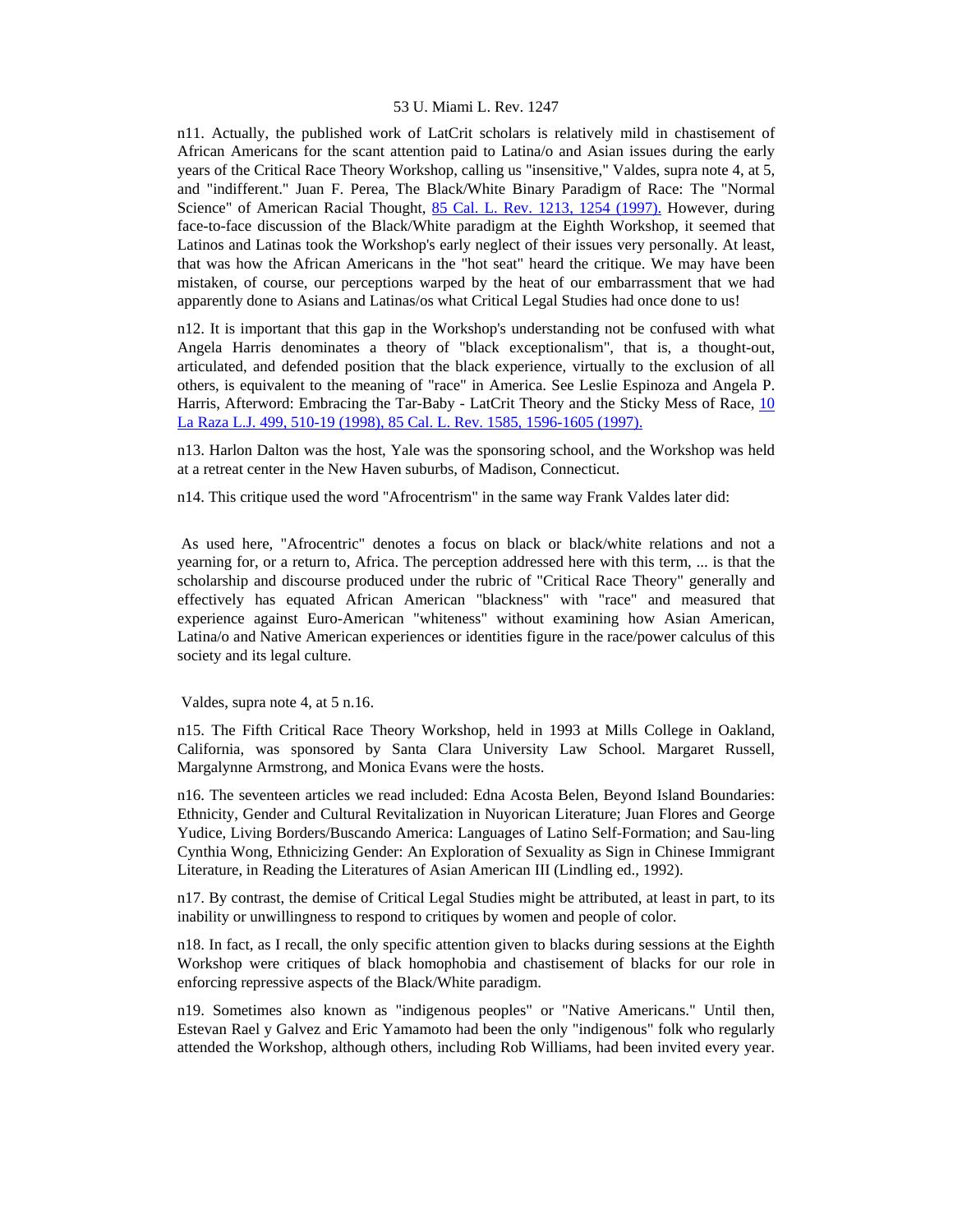n11. Actually, the published work of LatCrit scholars is relatively mild in chastisement of African Americans for the scant attention paid to Latina/o and Asian issues during the early years of the Critical Race Theory Workshop, calling us "insensitive," Valdes, supra note 4, at 5, and "indifferent." Juan F. Perea, The Black/White Binary Paradigm of Race: The "Normal Science" of American Racial Thought, 85 Cal. L. Rev. 1213, 1254 (1997). However, during face-to-face discussion of the Black/White paradigm at the Eighth Workshop, it seemed that Latinos and Latinas took the Workshop's early neglect of their issues very personally. At least, that was how the African Americans in the "hot seat" heard the critique. We may have been mistaken, of course, our perceptions warped by the heat of our embarrassment that we had apparently done to Asians and Latinas/os what Critical Legal Studies had once done to us!

n12. It is important that this gap in the Workshop's understanding not be confused with what Angela Harris denominates a theory of "black exceptionalism", that is, a thought-out, articulated, and defended position that the black experience, virtually to the exclusion of all others, is equivalent to the meaning of "race" in America. See Leslie Espinoza and Angela P. Harris, Afterword: Embracing the Tar-Baby - LatCrit Theory and the Sticky Mess of Race, 10 La Raza L.J. 499, 510-19 (1998), 85 Cal. L. Rev. 1585, 1596-1605 (1997).

n13. Harlon Dalton was the host, Yale was the sponsoring school, and the Workshop was held at a retreat center in the New Haven suburbs, of Madison, Connecticut.

n14. This critique used the word "Afrocentrism" in the same way Frank Valdes later did:

> As used here, "Afrocentric" denotes a focus on black or black/white relations and not a yearning for, or a return to, Africa. The perception addressed here with this term, ... is that the scholarship and discourse produced under the rubric of "Critical Race Theory" generally and effectively has equated African American "blackness" with "race" and measured that experience against Euro-American "whiteness" without examining how Asian American, Latina/o and Native American experiences or identities figure in the race/power calculus of this society and its legal culture.

Valdes, supra note 4, at 5 n.16.

n15. The Fifth Critical Race Theory Workshop, held in 1993 at Mills College in Oakland, California, was sponsored by Santa Clara University Law School. Margaret Russell, Margalynne Armstrong, and Monica Evans were the hosts.

n16. The seventeen articles we read included: Edna Acosta Belen, Beyond Island Boundaries: Ethnicity, Gender and Cultural Revitalization in Nuyorican Literature; Juan Flores and George Yudice, Living Borders/Buscando America: Languages of Latino Self-Formation; and Sau-ling Cynthia Wong, Ethnicizing Gender: An Exploration of Sexuality as Sign in Chinese Immigrant Literature, in Reading the Literatures of Asian American III (Lindling ed., 1992).

n17. By contrast, the demise of Critical Legal Studies might be attributed, at least in part, to its inability or unwillingness to respond to critiques by women and people of color.

n18. In fact, as I recall, the only specific attention given to blacks during sessions at the Eighth Workshop were critiques of black homophobia and chastisement of blacks for our role in enforcing repressive aspects of the Black/White paradigm.

n19. Sometimes also known as "indigenous peoples" or "Native Americans." Until then, Estevan Rael y Galvez and Eric Yamamoto had been the only "indigenous" folk who regularly attended the Workshop, although others, including Rob Williams, had been invited every year.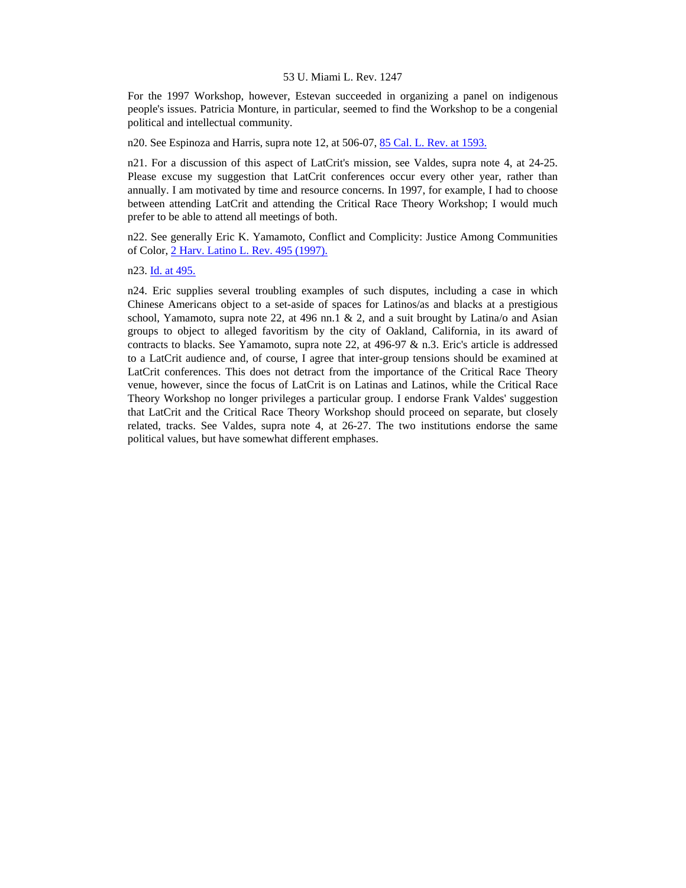For the 1997 Workshop, however, Estevan succeeded in organizing a panel on indigenous people's issues. Patricia Monture, in particular, seemed to find the Workshop to be a congenial political and intellectual community.

n20. See Espinoza and Harris, supra note 12, at 506-07, 85 Cal. L. Rev. at 1593.

n21. For a discussion of this aspect of LatCrit's mission, see Valdes, supra note 4, at 24-25. Please excuse my suggestion that LatCrit conferences occur every other year, rather than annually. I am motivated by time and resource concerns. In 1997, for example, I had to choose between attending LatCrit and attending the Critical Race Theory Workshop; I would much prefer to be able to attend all meetings of both.

n22. See generally Eric K. Yamamoto, Conflict and Complicity: Justice Among Communities of Color, 2 Harv. Latino L. Rev. 495 (1997).

n23. Id. at 495.

n24. Eric supplies several troubling examples of such disputes, including a case in which Chinese Americans object to a set-aside of spaces for Latinos/as and blacks at a prestigious school, Yamamoto, supra note 22, at 496 nn.1 & 2, and a suit brought by Latina/o and Asian groups to object to alleged favoritism by the city of Oakland, California, in its award of contracts to blacks. See Yamamoto, supra note 22, at 496-97 & n.3. Eric's article is addressed to a LatCrit audience and, of course, I agree that inter-group tensions should be examined at LatCrit conferences. This does not detract from the importance of the Critical Race Theory venue, however, since the focus of LatCrit is on Latinas and Latinos, while the Critical Race Theory Workshop no longer privileges a particular group. I endorse Frank Valdes' suggestion that LatCrit and the Critical Race Theory Workshop should proceed on separate, but closely related, tracks. See Valdes, supra note 4, at 26-27. The two institutions endorse the same political values, but have somewhat different emphases.